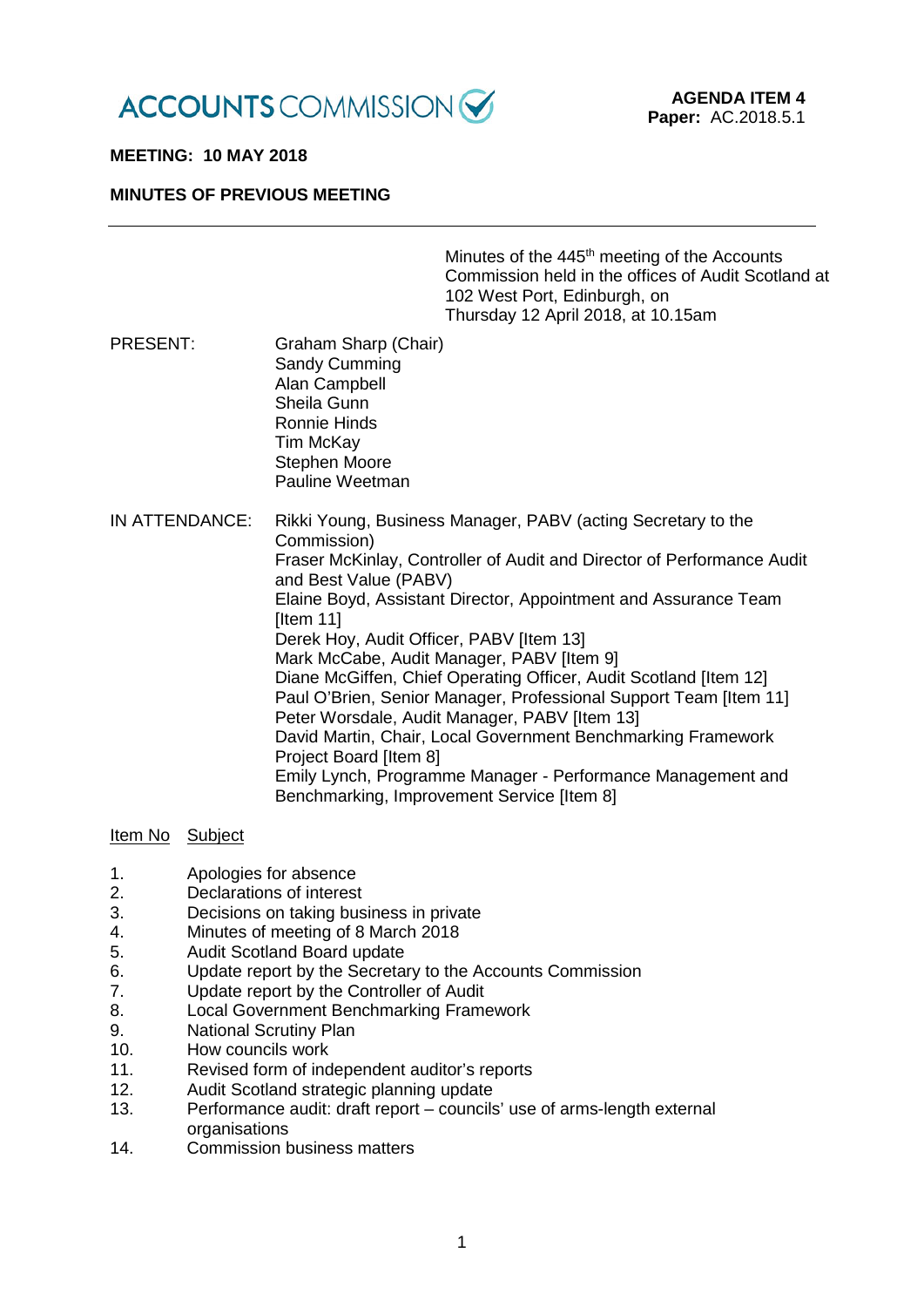ACCOUNTS COMMISSION

**AGENDA ITEM 4**
**Paper:** AC.2018.5.1

**MEETING: 10 MAY 2018**

**MINUTES OF PREVIOUS MEETING**

---

Minutes of the 445th meeting of the Accounts Commission held in the offices of Audit Scotland at 102 West Port, Edinburgh, on Thursday 12 April 2018, at 10.15am

PRESENT:
Graham Sharp (Chair)
Sandy Cumming
Alan Campbell
Sheila Gunn
Ronnie Hinds
Tim McKay
Stephen Moore
Pauline Weetman

IN ATTENDANCE:
Rikki Young, Business Manager, PABV (acting Secretary to the Commission)
Fraser McKinlay, Controller of Audit and Director of Performance Audit and Best Value (PABV)
Elaine Boyd, Assistant Director, Appointment and Assurance Team [Item 11]
Derek Hoy, Audit Officer, PABV [Item 13]
Mark McCabe, Audit Manager, PABV [Item 9]
Diane McGiffen, Chief Operating Officer, Audit Scotland [Item 12]
Paul O'Brien, Senior Manager, Professional Support Team [Item 11]
Peter Worsdale, Audit Manager, PABV [Item 13]
David Martin, Chair, Local Government Benchmarking Framework Project Board [Item 8]
Emily Lynch, Programme Manager - Performance Management and Benchmarking, Improvement Service [Item 8]

| Item No | Subject |
|---|---|
| 1. | Apologies for absence |
| 2. | Declarations of interest |
| 3. | Decisions on taking business in private |
| 4. | Minutes of meeting of 8 March 2018 |
| 5. | Audit Scotland Board update |
| 6. | Update report by the Secretary to the Accounts Commission |
| 7. | Update report by the Controller of Audit |
| 8. | Local Government Benchmarking Framework |
| 9. | National Scrutiny Plan |
| 10. | How councils work |
| 11. | Revised form of independent auditor's reports |
| 12. | Audit Scotland strategic planning update |
| 13. | Performance audit: draft report – councils' use of arms-length external organisations |
| 14. | Commission business matters |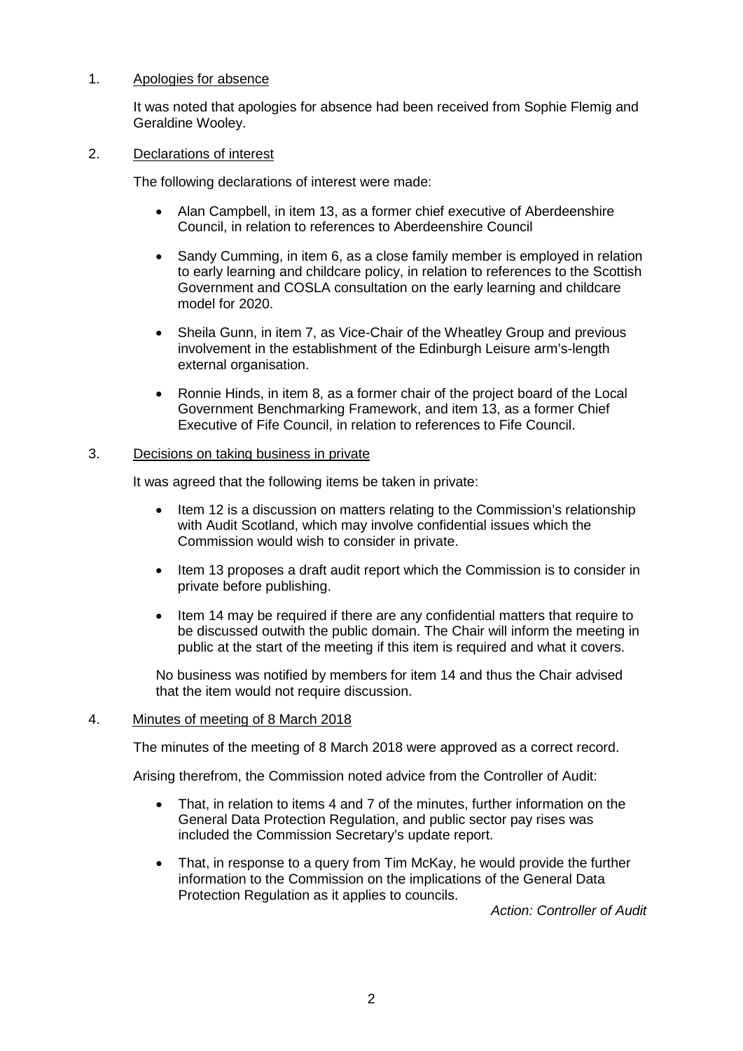1. <u>Apologies for absence</u>

   It was noted that apologies for absence had been received from Sophie Flemig and Geraldine Wooley.

2. <u>Declarations of interest</u>

   The following declarations of interest were made:

   - Alan Campbell, in item 13, as a former chief executive of Aberdeenshire Council, in relation to references to Aberdeenshire Council

   - Sandy Cumming, in item 6, as a close family member is employed in relation to early learning and childcare policy, in relation to references to the Scottish Government and COSLA consultation on the early learning and childcare model for 2020.

   - Sheila Gunn, in item 7, as Vice-Chair of the Wheatley Group and previous involvement in the establishment of the Edinburgh Leisure arm's-length external organisation.

   - Ronnie Hinds, in item 8, as a former chair of the project board of the Local Government Benchmarking Framework, and item 13, as a former Chief Executive of Fife Council, in relation to references to Fife Council.

3. <u>Decisions on taking business in private</u>

   It was agreed that the following items be taken in private:

   - Item 12 is a discussion on matters relating to the Commission's relationship with Audit Scotland, which may involve confidential issues which the Commission would wish to consider in private.

   - Item 13 proposes a draft audit report which the Commission is to consider in private before publishing.

   - Item 14 may be required if there are any confidential matters that require to be discussed outwith the public domain. The Chair will inform the meeting in public at the start of the meeting if this item is required and what it covers.

   No business was notified by members for item 14 and thus the Chair advised that the item would not require discussion.

4. <u>Minutes of meeting of 8 March 2018</u>

   The minutes of the meeting of 8 March 2018 were approved as a correct record.

   Arising therefrom, the Commission noted advice from the Controller of Audit:

   - That, in relation to items 4 and 7 of the minutes, further information on the General Data Protection Regulation, and public sector pay rises was included the Commission Secretary's update report.

   - That, in response to a query from Tim McKay, he would provide the further information to the Commission on the implications of the General Data Protection Regulation as it applies to councils.

   *Action: Controller of Audit*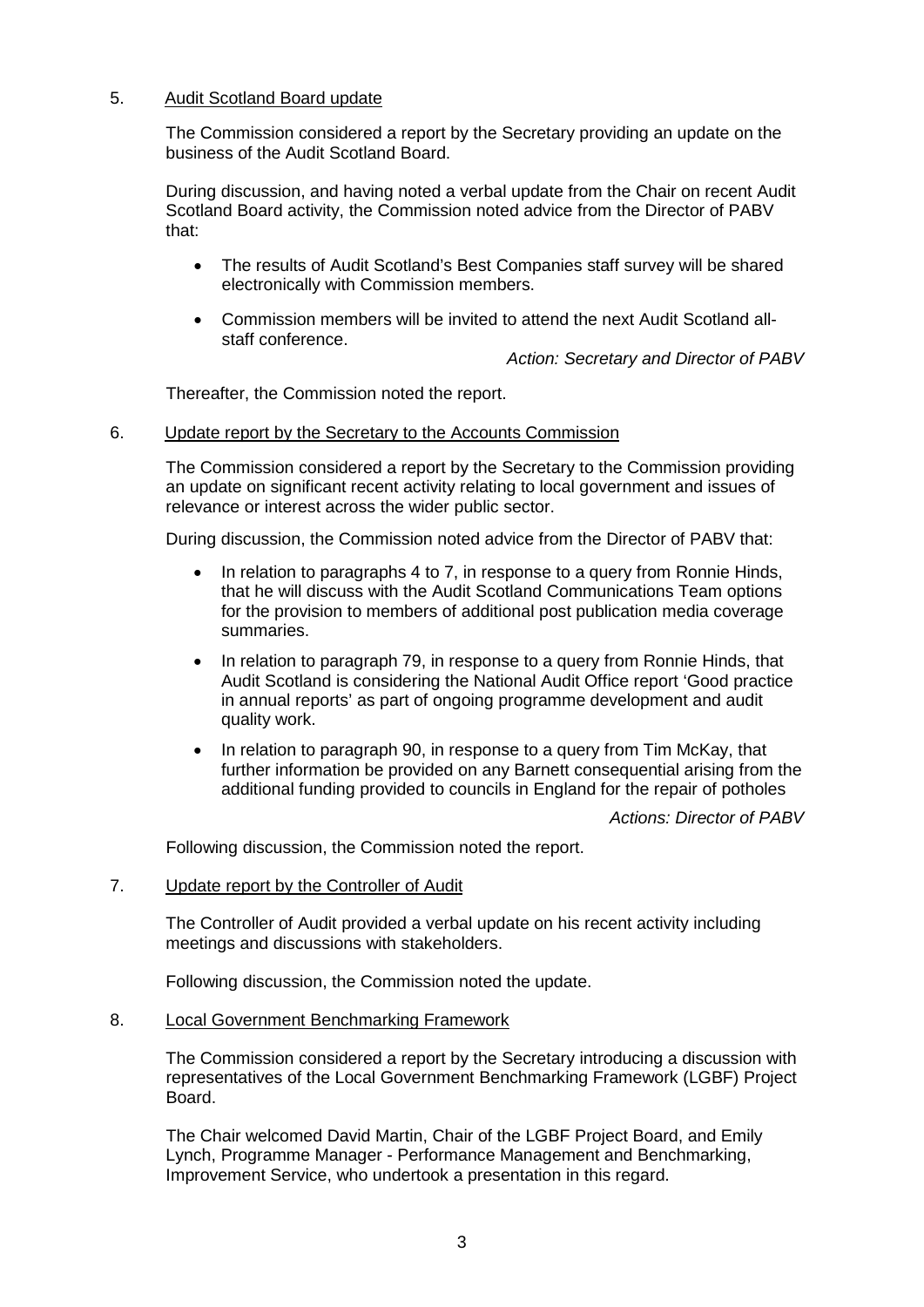5. <u>Audit Scotland Board update</u>

The Commission considered a report by the Secretary providing an update on the business of the Audit Scotland Board.

During discussion, and having noted a verbal update from the Chair on recent Audit Scotland Board activity, the Commission noted advice from the Director of PABV that:

- The results of Audit Scotland's Best Companies staff survey will be shared electronically with Commission members.
- Commission members will be invited to attend the next Audit Scotland all-staff conference.

*Action: Secretary and Director of PABV*

Thereafter, the Commission noted the report.

6. <u>Update report by the Secretary to the Accounts Commission</u>

The Commission considered a report by the Secretary to the Commission providing an update on significant recent activity relating to local government and issues of relevance or interest across the wider public sector.

During discussion, the Commission noted advice from the Director of PABV that:

- In relation to paragraphs 4 to 7, in response to a query from Ronnie Hinds, that he will discuss with the Audit Scotland Communications Team options for the provision to members of additional post publication media coverage summaries.
- In relation to paragraph 79, in response to a query from Ronnie Hinds, that Audit Scotland is considering the National Audit Office report 'Good practice in annual reports' as part of ongoing programme development and audit quality work.
- In relation to paragraph 90, in response to a query from Tim McKay, that further information be provided on any Barnett consequential arising from the additional funding provided to councils in England for the repair of potholes

*Actions: Director of PABV*

Following discussion, the Commission noted the report.

7. <u>Update report by the Controller of Audit</u>

The Controller of Audit provided a verbal update on his recent activity including meetings and discussions with stakeholders.

Following discussion, the Commission noted the update.

8. <u>Local Government Benchmarking Framework</u>

The Commission considered a report by the Secretary introducing a discussion with representatives of the Local Government Benchmarking Framework (LGBF) Project Board.

The Chair welcomed David Martin, Chair of the LGBF Project Board, and Emily Lynch, Programme Manager - Performance Management and Benchmarking, Improvement Service, who undertook a presentation in this regard.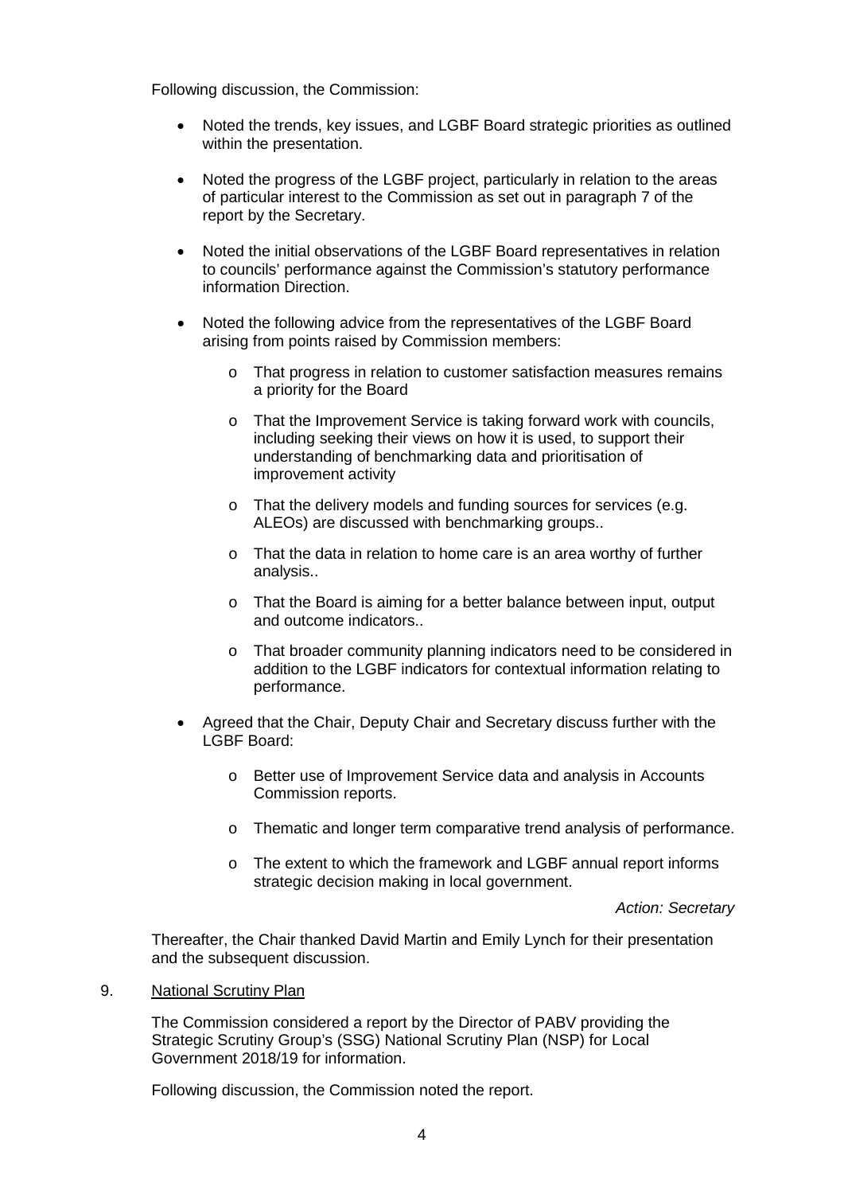Following discussion, the Commission:

- Noted the trends, key issues, and LGBF Board strategic priorities as outlined within the presentation.
- Noted the progress of the LGBF project, particularly in relation to the areas of particular interest to the Commission as set out in paragraph 7 of the report by the Secretary.
- Noted the initial observations of the LGBF Board representatives in relation to councils' performance against the Commission's statutory performance information Direction.
- Noted the following advice from the representatives of the LGBF Board arising from points raised by Commission members:
  - That progress in relation to customer satisfaction measures remains a priority for the Board
  - That the Improvement Service is taking forward work with councils, including seeking their views on how it is used, to support their understanding of benchmarking data and prioritisation of improvement activity
  - That the delivery models and funding sources for services (e.g. ALEOs) are discussed with benchmarking groups..
  - That the data in relation to home care is an area worthy of further analysis..
  - That the Board is aiming for a better balance between input, output and outcome indicators..
  - That broader community planning indicators need to be considered in addition to the LGBF indicators for contextual information relating to performance.
- Agreed that the Chair, Deputy Chair and Secretary discuss further with the LGBF Board:
  - Better use of Improvement Service data and analysis in Accounts Commission reports.
  - Thematic and longer term comparative trend analysis of performance.
  - The extent to which the framework and LGBF annual report informs strategic decision making in local government.

*Action: Secretary*

Thereafter, the Chair thanked David Martin and Emily Lynch for their presentation and the subsequent discussion.

9. National Scrutiny Plan

The Commission considered a report by the Director of PABV providing the Strategic Scrutiny Group's (SSG) National Scrutiny Plan (NSP) for Local Government 2018/19 for information.

Following discussion, the Commission noted the report.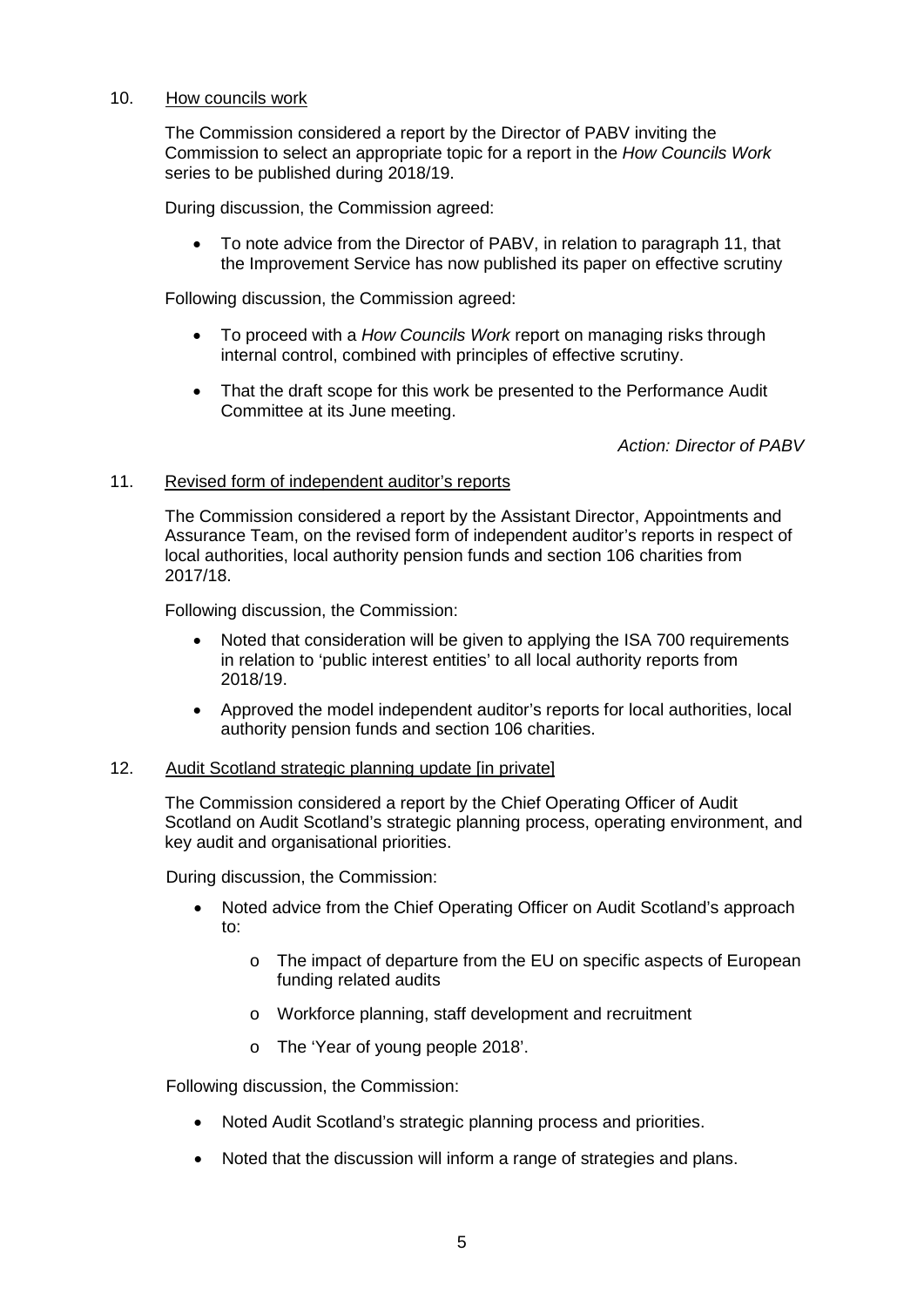10. How councils work

The Commission considered a report by the Director of PABV inviting the Commission to select an appropriate topic for a report in the *How Councils Work* series to be published during 2018/19.

During discussion, the Commission agreed:

- To note advice from the Director of PABV, in relation to paragraph 11, that the Improvement Service has now published its paper on effective scrutiny

Following discussion, the Commission agreed:

- To proceed with a *How Councils Work* report on managing risks through internal control, combined with principles of effective scrutiny.
- That the draft scope for this work be presented to the Performance Audit Committee at its June meeting.

*Action: Director of PABV*

11. Revised form of independent auditor's reports

The Commission considered a report by the Assistant Director, Appointments and Assurance Team, on the revised form of independent auditor's reports in respect of local authorities, local authority pension funds and section 106 charities from 2017/18.

Following discussion, the Commission:

- Noted that consideration will be given to applying the ISA 700 requirements in relation to 'public interest entities' to all local authority reports from 2018/19.
- Approved the model independent auditor's reports for local authorities, local authority pension funds and section 106 charities.

12. Audit Scotland strategic planning update [in private]

The Commission considered a report by the Chief Operating Officer of Audit Scotland on Audit Scotland's strategic planning process, operating environment, and key audit and organisational priorities.

During discussion, the Commission:

- Noted advice from the Chief Operating Officer on Audit Scotland's approach to:
  - The impact of departure from the EU on specific aspects of European funding related audits
  - Workforce planning, staff development and recruitment
  - The 'Year of young people 2018'.

Following discussion, the Commission:

- Noted Audit Scotland's strategic planning process and priorities.
- Noted that the discussion will inform a range of strategies and plans.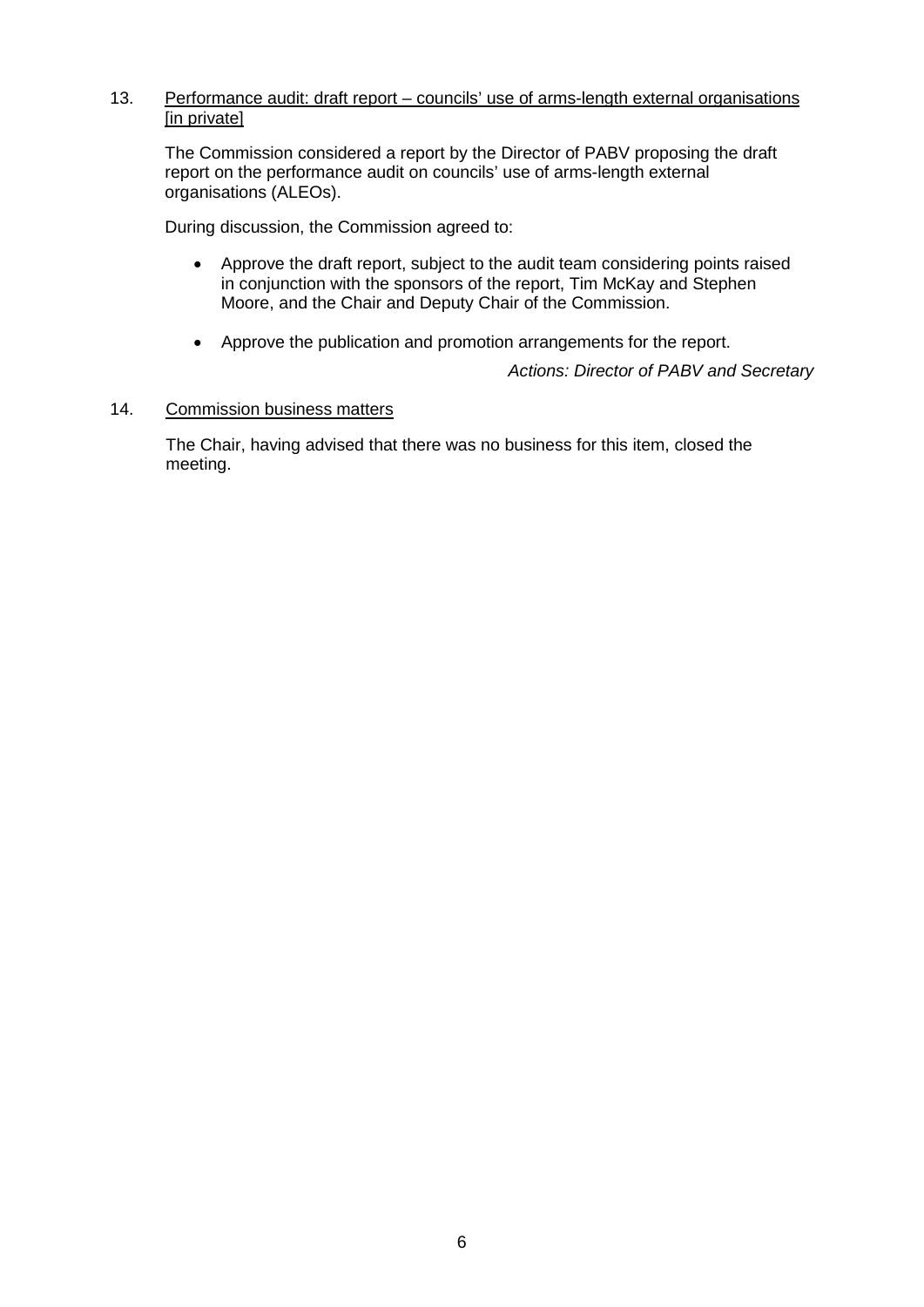13. Performance audit: draft report – councils' use of arms-length external organisations [in private]

The Commission considered a report by the Director of PABV proposing the draft report on the performance audit on councils' use of arms-length external organisations (ALEOs).

During discussion, the Commission agreed to:

- Approve the draft report, subject to the audit team considering points raised in conjunction with the sponsors of the report, Tim McKay and Stephen Moore, and the Chair and Deputy Chair of the Commission.
- Approve the publication and promotion arrangements for the report.

*Actions: Director of PABV and Secretary*

14. Commission business matters

The Chair, having advised that there was no business for this item, closed the meeting.